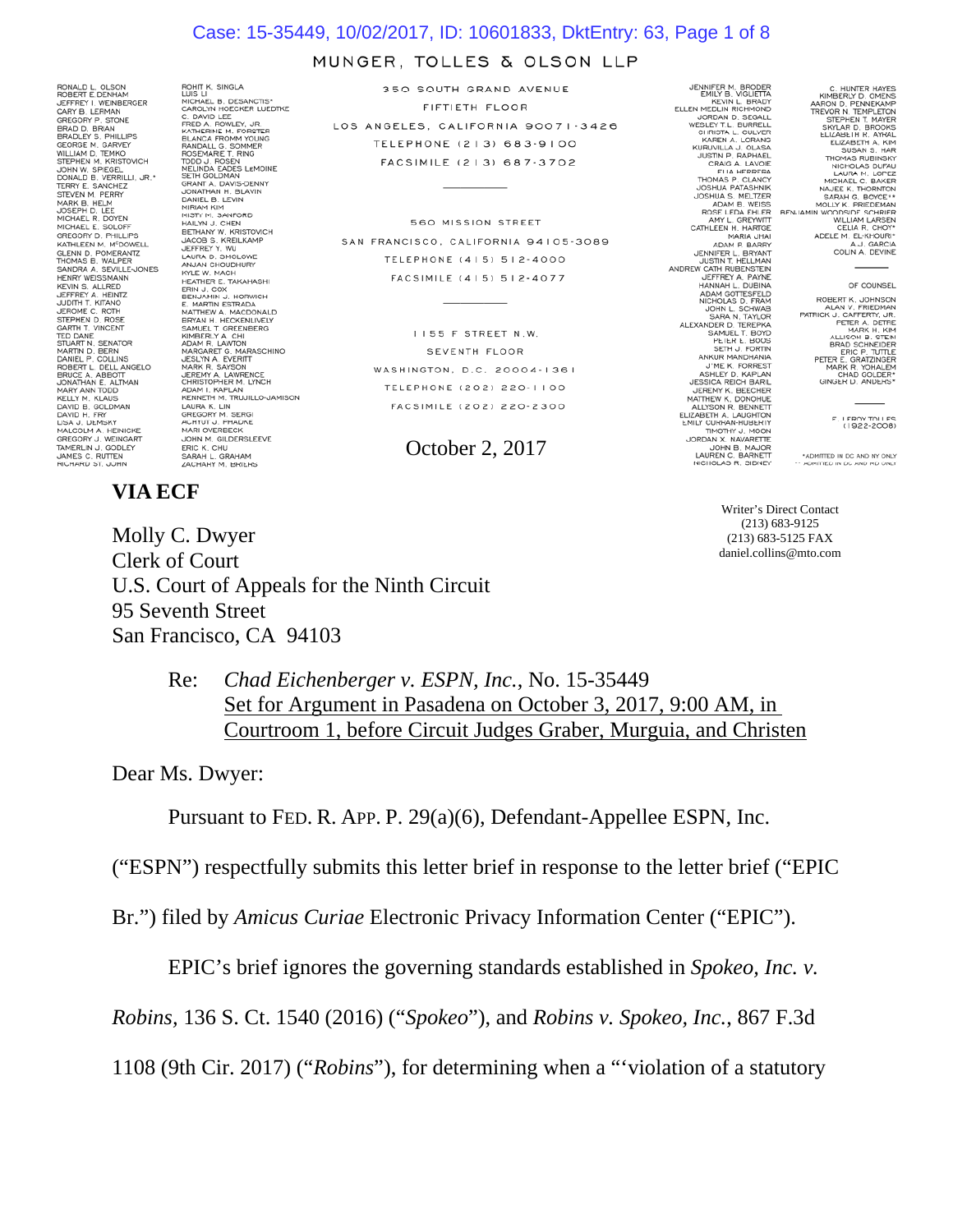MUNGER, TOLLES & OLSON LLP

RONALD L. OLSON
ROBERT E. DENHAM
JEFFREY I. WEINBERGER
CARY B. LERMAN
GREGORY P. STONE
BRAD D. BRIAN
BRADLEY S. PHILLIPS
GEORGE M. GARVEY
WILLIAM D. TEMKO
STEPHEN M. KRISTOVICH
JOHN W. SPIEGEL
DONALD B. VERRILLI, JR.*
TERRY E. SANCHEZ
STEVEN M. PERRY
MARK B. HELM
JOSEPH D. LEE
MICHAEL R. DOYEN
MICHAEL E. SOLOFF
GREGORY D. PHILLIPS
KATHLEEN M. McDOWELL
GLENN D. POMERANTZ
THOMAS B. WALPER
SANDRA A. SEVILLE-JONES
HENRY WEISSMANN
KEVIN S. ALLRED
JEFFREY A. HEINTZ
JUDITH T. KITANO
JEROME C. ROTH
STEPHEN D. ROSE
GARTH T. VINCENT
TED DANE
STUART N. SENATOR
MARTIN D. BERN
DANIEL P. COLLINS
ROBERT L. DELL ANGELO
BRUCE A. ABBOTT
JONATHAN E. ALTMAN
MARY ANN TODD
KELLY M. KLAUS
DAVID B. GOLDMAN
DAVID H. FRY
LISA J. DEMSKY
MALCOLM A. HEINICKE
GREGORY J. WEINGART
TAMERLIN J. GODLEY
JAMES C. RUTTEN
RICHARD ST. JOHN

ROHIT K. SINGLA
LUIS LI
MICHAEL B. DESANCTIS*
CAROLYN HOECKER LUEDTKE
C. DAVID LEE
FRED A. ROWLEY, JR.
KATHERINE M. FORSTER
BLANCA FROMM YOUNG
RANDALL G. SOMMER
ROSEMARIE T. RING
TODD J. ROSEN
MELINDA EADES LeMOINE
SETH GOLDMAN
GRANT A. DAVIS-DENNY
JONATHAN H. BLAVIN
DANIEL B. LEVIN
MIRIAM KIM
MISTY M. SANFORD
HAILYN J. CHEN
BETHANY W. KRISTOVICH
JACOB S. KREILKAMP
JEFFREY Y. WU
LAURA D. SMOLOWE
ANJAN CHOUDHURY
KYLE W. MACH
HEATHER E. TAKAHASHI
ERIN J. COX
BENJAMIN J. HORWICH
E. MARTIN ESTRADA
MATTHEW A. MACDONALD
BRYAN H. HECKENLIVELY
SAMUEL T. GREENBERG
KIMBERLY A. CHI
ADAM R. LAWTON
MARGARET G. MARASCHINO
JESLYN A. EVERITT
MARK R. SAYSON
JEREMY A. LAWRENCE
CHRISTOPHER M. LYNCH
ADAM I. KAPLAN
KENNETH M. TRUJILLO-JAMISON
LAURA K. LIN
GREGORY M. SERGI
ACHYUT J. PHADKE
MARI OVERBECK
JOHN M. GILDERSLEEVE
ERIC K. CHIU
SARAH L. GRAHAM
ZACHARY M. BRIERS

350 SOUTH GRAND AVENUE
FIFTIETH FLOOR
LOS ANGELES, CALIFORNIA 90071-3426
TELEPHONE (213) 683-9100
FACSIMILE (213) 687-3702

560 MISSION STREET
SAN FRANCISCO, CALIFORNIA 94105-3089
TELEPHONE (415) 512-4000
FACSIMILE (415) 512-4077

1155 F STREET N.W.
SEVENTH FLOOR
WASHINGTON, D.C. 20004-1361
TELEPHONE (202) 220-1100
FACSIMILE (202) 220-2300

October 2, 2017

JENNIFER M. BRODER
EMILY B. VIGLIETTA
KEVIN L. BRADY
ELLEN MEDLIN RICHMOND
JORDAN D. SEGALL
WESLEY T.L. BURRELL
CHRISTA L. CULVER
KAREN A. LORANG
KURUVILLA J. OLASA
JUSTIN P. RAPHAEL
CRAIG A. LAVOIE
ELIA HERRERA
THOMAS P. CLANCY
JOSHUA PATASHNIK
JOSHUA S. MELTZER
ADAM B. WEISS
ROSE LEDA EHLER
AMY L. GREYWITT
CATHLEEN H. HARTGE
MARIA JHAI
ADAM P. BARRY
JENNIFER L. BRYANT
JUSTIN T. HELLMAN
ANDREW CATH RUBENSTEIN
JEFFREY A. PAYNE
HANNAH L. DUBINA
ADAM GOTTESFELD
NICHOLAS D. FRAM
JOHN L. SCHWAB
SARA N. TAYLOR
ALEXANDER D. TEREPKA
SAMUEL T. BOYD
PETER E. BOOS
SETH J. FORTIN
ANKUR MANDHANIA
J'ME K. FORREST
ASHLEY D. KAPLAN
JESSICA REICH BARIL
JEREMY K. BEECHER
MATTHEW K. DONOHUE
ALLYSON R. BENNETT
ELIZABETH A. LAUGHTON
EMILY CURRAN-HUBERTY
TIMOTHY J. MOON
JORDAN X. NAVARETTE
JOHN B. MAJOR
LAUREN C. BARNETT
NICHOLAS R. SIDNEY

C. HUNTER HAYES
KIMBERLY D. OMENS
AARON D. PENNEKAMP
TREVOR N. TEMPLETON
STEPHEN T. MAYER
SKYLAR D. BROOKS
ELIZABETH R. AYHAL
ELIZABETH A. KIM
SUSAN S. HAR
THOMAS RUBINSKY
NICHOLAS DUFAU
LAURA M. LOPEZ
MICHAEL C. BAKER
NAJEE K. THORNTON
SARAH G. BOYCE**
MOLLY K. PRIEDEMAN
BENJAMIN WOODSIDE SCHRIER
WILLIAM LARSEN
CELIA R. CHOY*
ADELE M. EL-KHOURI*
A.J. GARCIA
COLIN A. DEVINE

OF COUNSEL

ROBERT K. JOHNSON
ALAN V. FRIEDMAN
PATRICK J. CAFFERTY, JR.
PETER A. DETRE
MARK H. KIM
ALLISON B. STEIN
BRAD SCHNEIDER
ERIC P. TUTTLE
PETER E. GRATZINGER
MARK R. YOHALEM
CHAD GOLDER*
GINGER D. ANDERS*

E. LEROY TOLLES
(1922-2008)

*ADMITTED IN DC AND NY ONLY
**ADMITTED IN DC AND MD ONLY

**VIA ECF**

Writer's Direct Contact
(213) 683-9125
(213) 683-5125 FAX
daniel.collins@mto.com

Molly C. Dwyer
Clerk of Court
U.S. Court of Appeals for the Ninth Circuit
95 Seventh Street
San Francisco, CA 94103

Re: *Chad Eichenberger v. ESPN, Inc.*, No. 15-35449
Set for Argument in Pasadena on October 3, 2017, 9:00 AM, in Courtroom 1, before Circuit Judges Graber, Murguia, and Christen

Dear Ms. Dwyer:

Pursuant to FED. R. APP. P. 29(a)(6), Defendant-Appellee ESPN, Inc. ("ESPN") respectfully submits this letter brief in response to the letter brief ("EPIC Br.") filed by *Amicus Curiae* Electronic Privacy Information Center ("EPIC").

EPIC's brief ignores the governing standards established in *Spokeo, Inc. v. Robins*, 136 S. Ct. 1540 (2016) ("*Spokeo*"), and *Robins v. Spokeo, Inc.*, 867 F.3d 1108 (9th Cir. 2017) ("*Robins*"), for determining when a "'violation of a statutory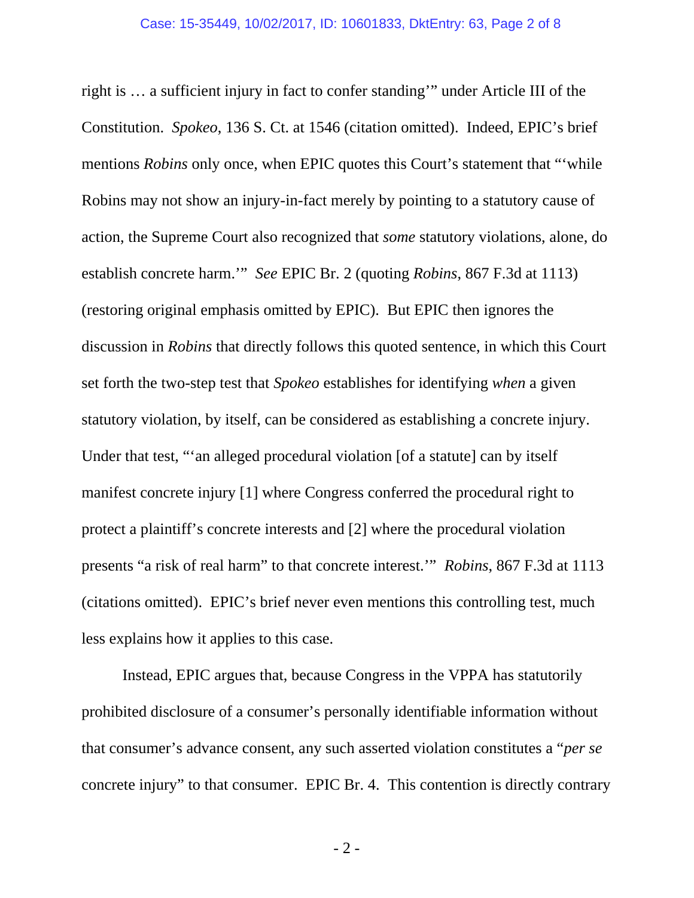right is … a sufficient injury in fact to confer standing'" under Article III of the Constitution. *Spokeo*, 136 S. Ct. at 1546 (citation omitted). Indeed, EPIC's brief mentions *Robins* only once, when EPIC quotes this Court's statement that "'while Robins may not show an injury-in-fact merely by pointing to a statutory cause of action, the Supreme Court also recognized that *some* statutory violations, alone, do establish concrete harm.'" *See* EPIC Br. 2 (quoting *Robins*, 867 F.3d at 1113) (restoring original emphasis omitted by EPIC). But EPIC then ignores the discussion in *Robins* that directly follows this quoted sentence, in which this Court set forth the two-step test that *Spokeo* establishes for identifying *when* a given statutory violation, by itself, can be considered as establishing a concrete injury. Under that test, "'an alleged procedural violation [of a statute] can by itself manifest concrete injury [1] where Congress conferred the procedural right to protect a plaintiff's concrete interests and [2] where the procedural violation presents "a risk of real harm" to that concrete interest.'" *Robins*, 867 F.3d at 1113 (citations omitted). EPIC's brief never even mentions this controlling test, much less explains how it applies to this case.

Instead, EPIC argues that, because Congress in the VPPA has statutorily prohibited disclosure of a consumer's personally identifiable information without that consumer's advance consent, any such asserted violation constitutes a "*per se* concrete injury" to that consumer. EPIC Br. 4. This contention is directly contrary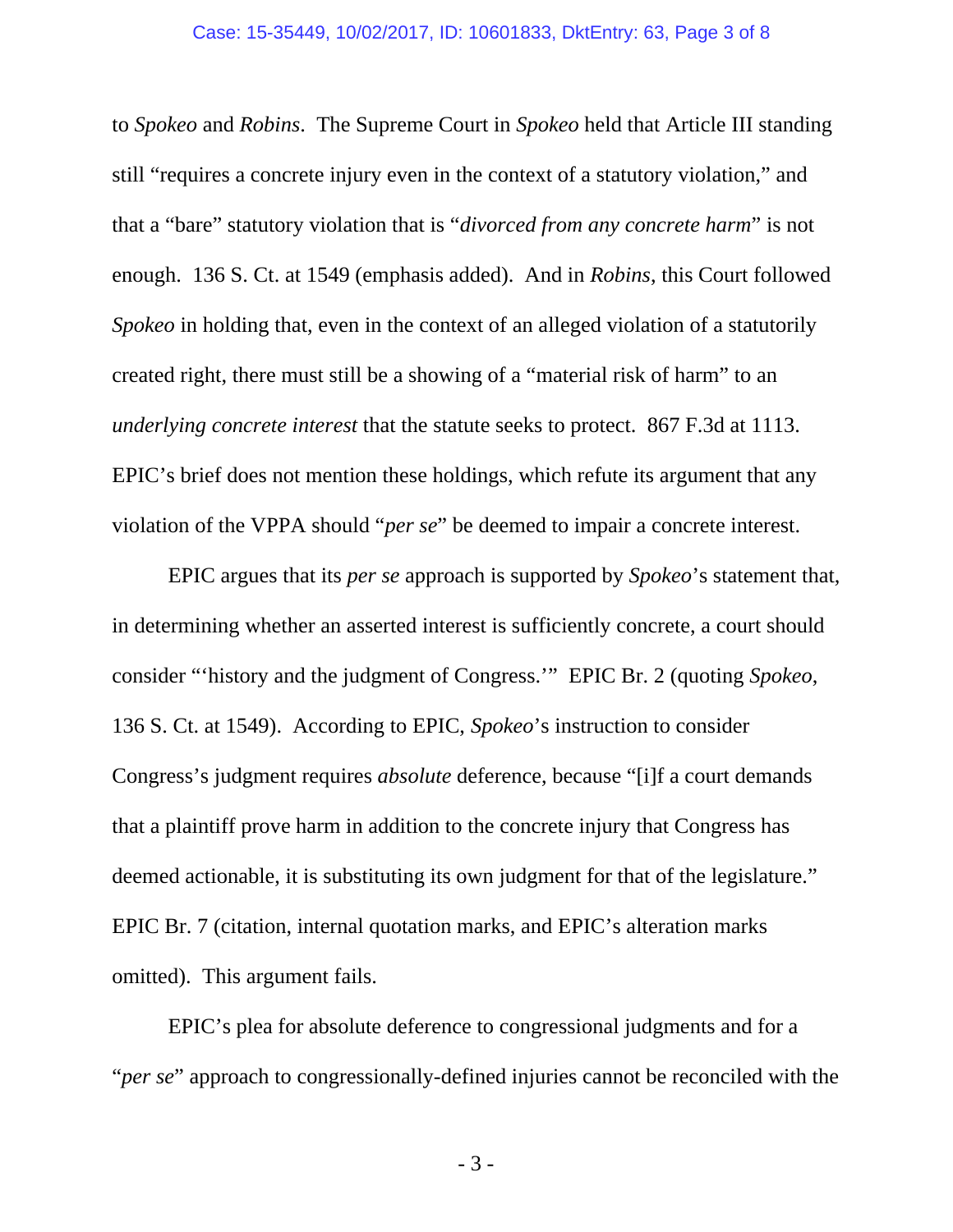to *Spokeo* and *Robins*. The Supreme Court in *Spokeo* held that Article III standing still "requires a concrete injury even in the context of a statutory violation," and that a "bare" statutory violation that is "*divorced from any concrete harm*" is not enough. 136 S. Ct. at 1549 (emphasis added). And in *Robins*, this Court followed *Spokeo* in holding that, even in the context of an alleged violation of a statutorily created right, there must still be a showing of a "material risk of harm" to an *underlying concrete interest* that the statute seeks to protect. 867 F.3d at 1113. EPIC's brief does not mention these holdings, which refute its argument that any violation of the VPPA should "*per se*" be deemed to impair a concrete interest.

EPIC argues that its *per se* approach is supported by *Spokeo*'s statement that, in determining whether an asserted interest is sufficiently concrete, a court should consider "'history and the judgment of Congress.'" EPIC Br. 2 (quoting *Spokeo*, 136 S. Ct. at 1549). According to EPIC, *Spokeo*'s instruction to consider Congress's judgment requires *absolute* deference, because "[i]f a court demands that a plaintiff prove harm in addition to the concrete injury that Congress has deemed actionable, it is substituting its own judgment for that of the legislature." EPIC Br. 7 (citation, internal quotation marks, and EPIC's alteration marks omitted). This argument fails.

EPIC's plea for absolute deference to congressional judgments and for a "*per se*" approach to congressionally-defined injuries cannot be reconciled with the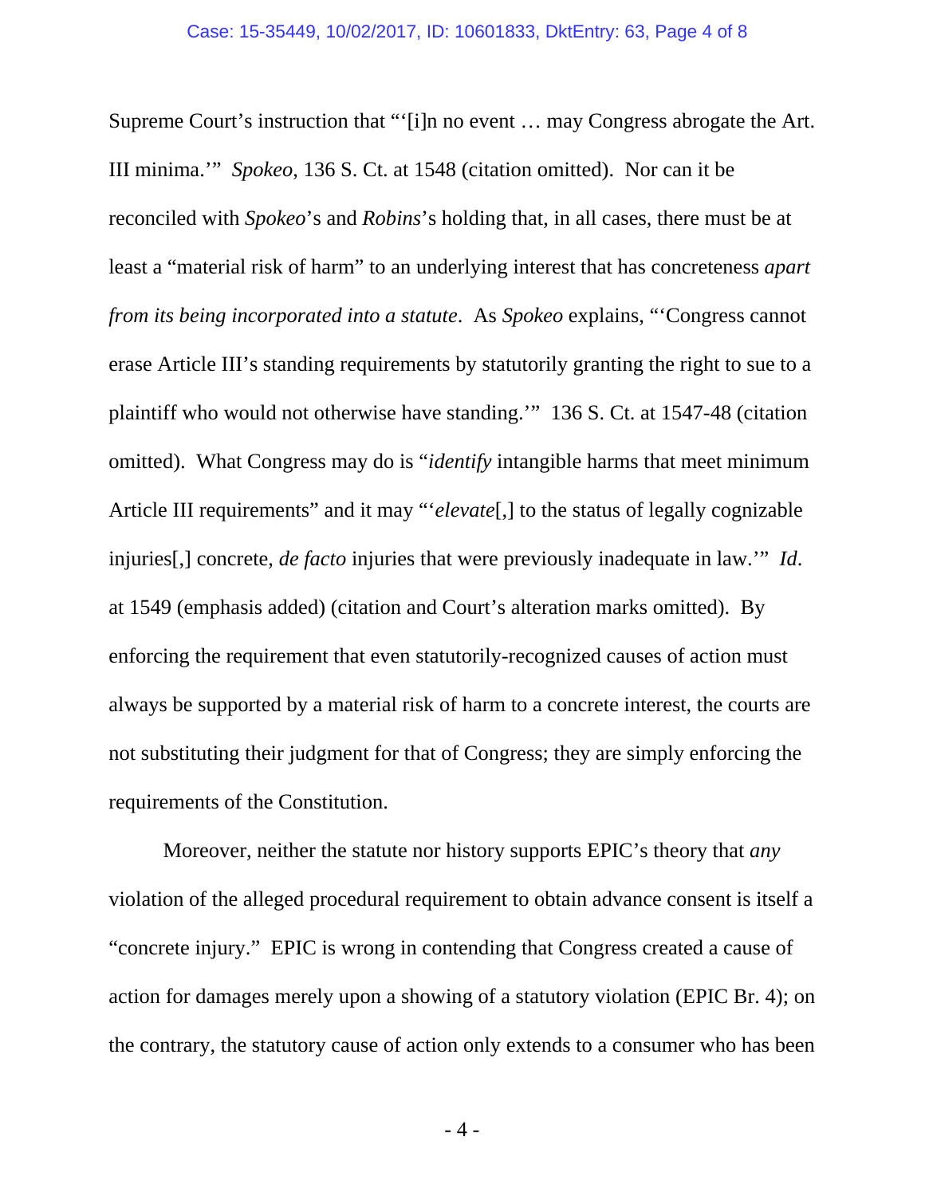Supreme Court's instruction that "'[i]n no event … may Congress abrogate the Art. III minima.'" *Spokeo*, 136 S. Ct. at 1548 (citation omitted). Nor can it be reconciled with *Spokeo*'s and *Robins*'s holding that, in all cases, there must be at least a "material risk of harm" to an underlying interest that has concreteness *apart from its being incorporated into a statute*. As *Spokeo* explains, "'Congress cannot erase Article III's standing requirements by statutorily granting the right to sue to a plaintiff who would not otherwise have standing.'" 136 S. Ct. at 1547-48 (citation omitted). What Congress may do is "*identify* intangible harms that meet minimum Article III requirements" and it may "'*elevate*[,] to the status of legally cognizable injuries[,] concrete, *de facto* injuries that were previously inadequate in law.'" *Id*. at 1549 (emphasis added) (citation and Court's alteration marks omitted). By enforcing the requirement that even statutorily-recognized causes of action must always be supported by a material risk of harm to a concrete interest, the courts are not substituting their judgment for that of Congress; they are simply enforcing the requirements of the Constitution.

Moreover, neither the statute nor history supports EPIC's theory that *any* violation of the alleged procedural requirement to obtain advance consent is itself a "concrete injury." EPIC is wrong in contending that Congress created a cause of action for damages merely upon a showing of a statutory violation (EPIC Br. 4); on the contrary, the statutory cause of action only extends to a consumer who has been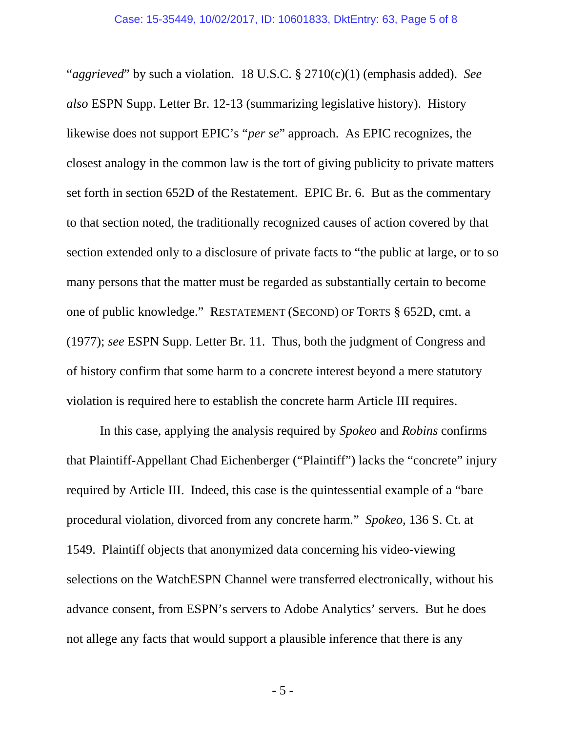"*aggrieved*" by such a violation. 18 U.S.C. § 2710(c)(1) (emphasis added). *See also* ESPN Supp. Letter Br. 12-13 (summarizing legislative history). History likewise does not support EPIC's "*per se*" approach. As EPIC recognizes, the closest analogy in the common law is the tort of giving publicity to private matters set forth in section 652D of the Restatement. EPIC Br. 6. But as the commentary to that section noted, the traditionally recognized causes of action covered by that section extended only to a disclosure of private facts to "the public at large, or to so many persons that the matter must be regarded as substantially certain to become one of public knowledge." RESTATEMENT (SECOND) OF TORTS § 652D, cmt. a (1977); *see* ESPN Supp. Letter Br. 11. Thus, both the judgment of Congress and of history confirm that some harm to a concrete interest beyond a mere statutory violation is required here to establish the concrete harm Article III requires.

In this case, applying the analysis required by *Spokeo* and *Robins* confirms that Plaintiff-Appellant Chad Eichenberger ("Plaintiff") lacks the "concrete" injury required by Article III. Indeed, this case is the quintessential example of a "bare procedural violation, divorced from any concrete harm." *Spokeo*, 136 S. Ct. at 1549. Plaintiff objects that anonymized data concerning his video-viewing selections on the WatchESPN Channel were transferred electronically, without his advance consent, from ESPN's servers to Adobe Analytics' servers. But he does not allege any facts that would support a plausible inference that there is any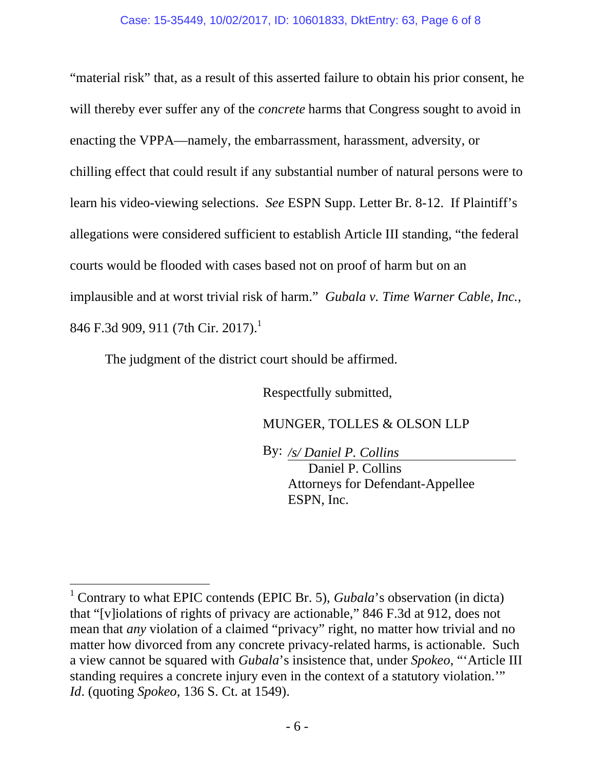"material risk" that, as a result of this asserted failure to obtain his prior consent, he will thereby ever suffer any of the *concrete* harms that Congress sought to avoid in enacting the VPPA—namely, the embarrassment, harassment, adversity, or chilling effect that could result if any substantial number of natural persons were to learn his video-viewing selections. *See* ESPN Supp. Letter Br. 8-12. If Plaintiff's allegations were considered sufficient to establish Article III standing, "the federal courts would be flooded with cases based not on proof of harm but on an implausible and at worst trivial risk of harm." *Gubala v. Time Warner Cable, Inc.*, 846 F.3d 909, 911 (7th Cir. 2017).[1]

The judgment of the district court should be affirmed.

Respectfully submitted,

MUNGER, TOLLES & OLSON LLP

By: */s/ Daniel P. Collins*
Daniel P. Collins
Attorneys for Defendant-Appellee
ESPN, Inc.

---

[1] Contrary to what EPIC contends (EPIC Br. 5), *Gubala*'s observation (in dicta) that "[v]iolations of rights of privacy are actionable," 846 F.3d at 912, does not mean that *any* violation of a claimed "privacy" right, no matter how trivial and no matter how divorced from any concrete privacy-related harms, is actionable. Such a view cannot be squared with *Gubala*'s insistence that, under *Spokeo*, "'Article III standing requires a concrete injury even in the context of a statutory violation.'" *Id*. (quoting *Spokeo*, 136 S. Ct. at 1549).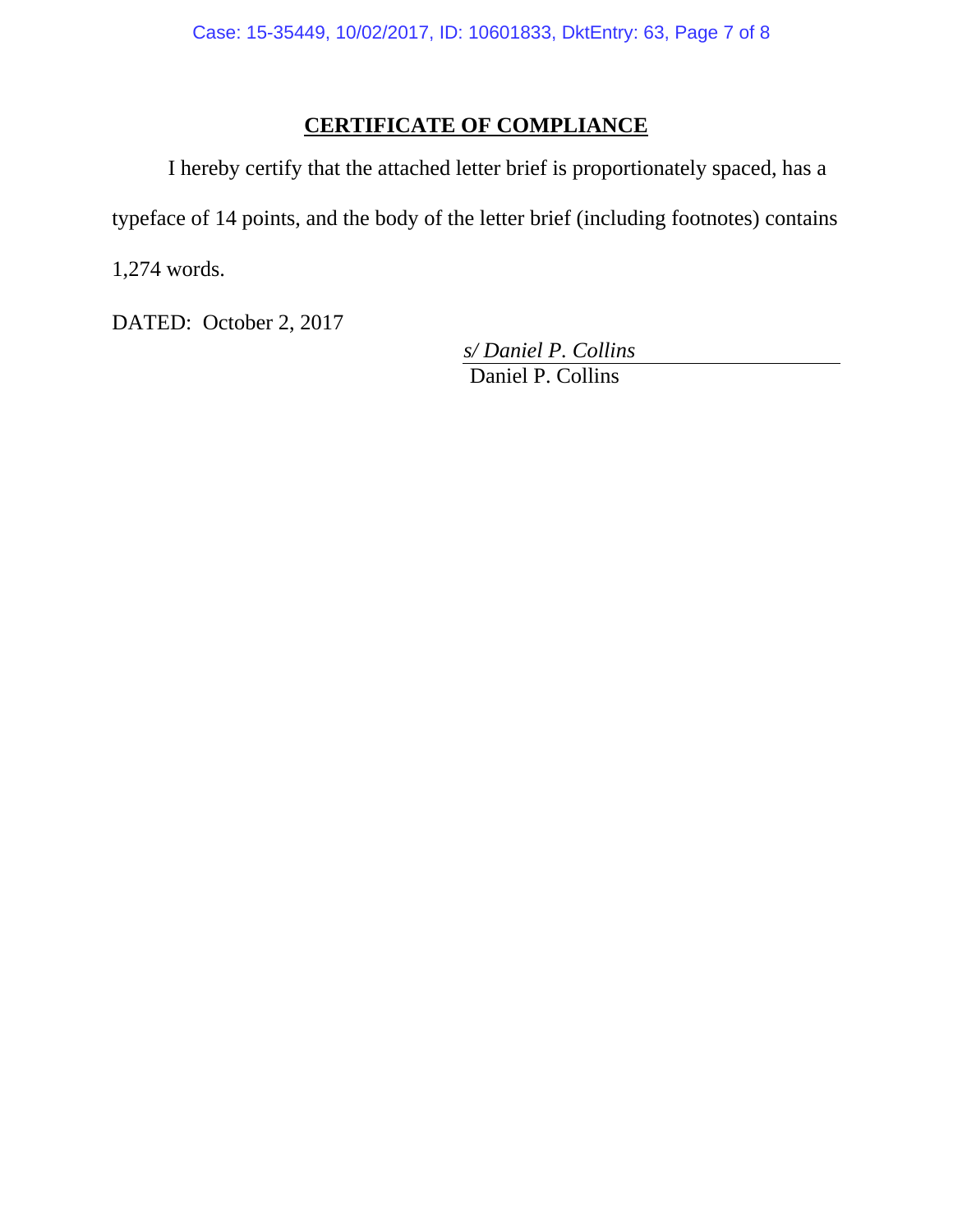## CERTIFICATE OF COMPLIANCE

I hereby certify that the attached letter brief is proportionately spaced, has a typeface of 14 points, and the body of the letter brief (including footnotes) contains 1,274 words.

DATED: October 2, 2017

*s/ Daniel P. Collins*
Daniel P. Collins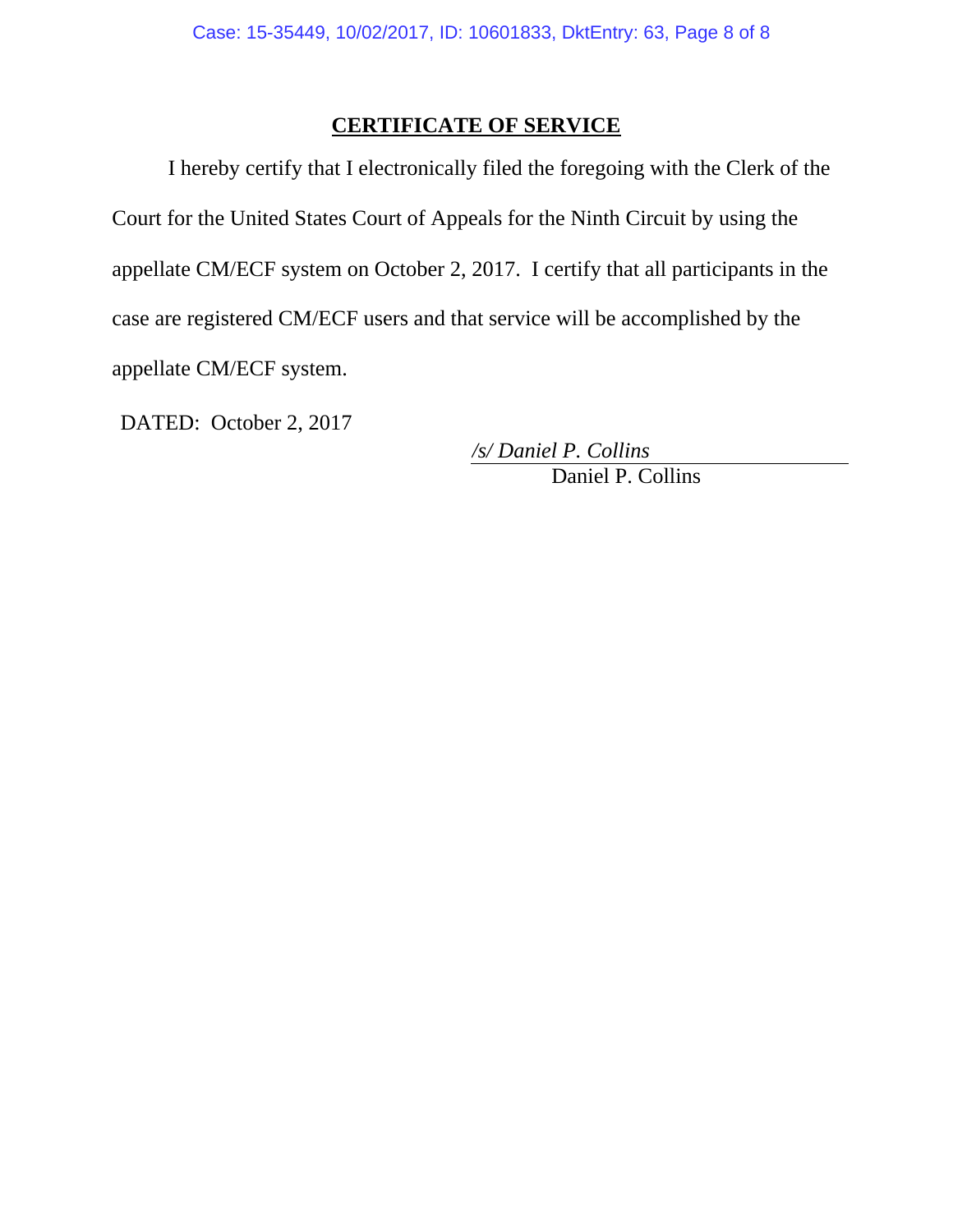## CERTIFICATE OF SERVICE

I hereby certify that I electronically filed the foregoing with the Clerk of the Court for the United States Court of Appeals for the Ninth Circuit by using the appellate CM/ECF system on October 2, 2017. I certify that all participants in the case are registered CM/ECF users and that service will be accomplished by the appellate CM/ECF system.

DATED: October 2, 2017

*/s/ Daniel P. Collins*
Daniel P. Collins